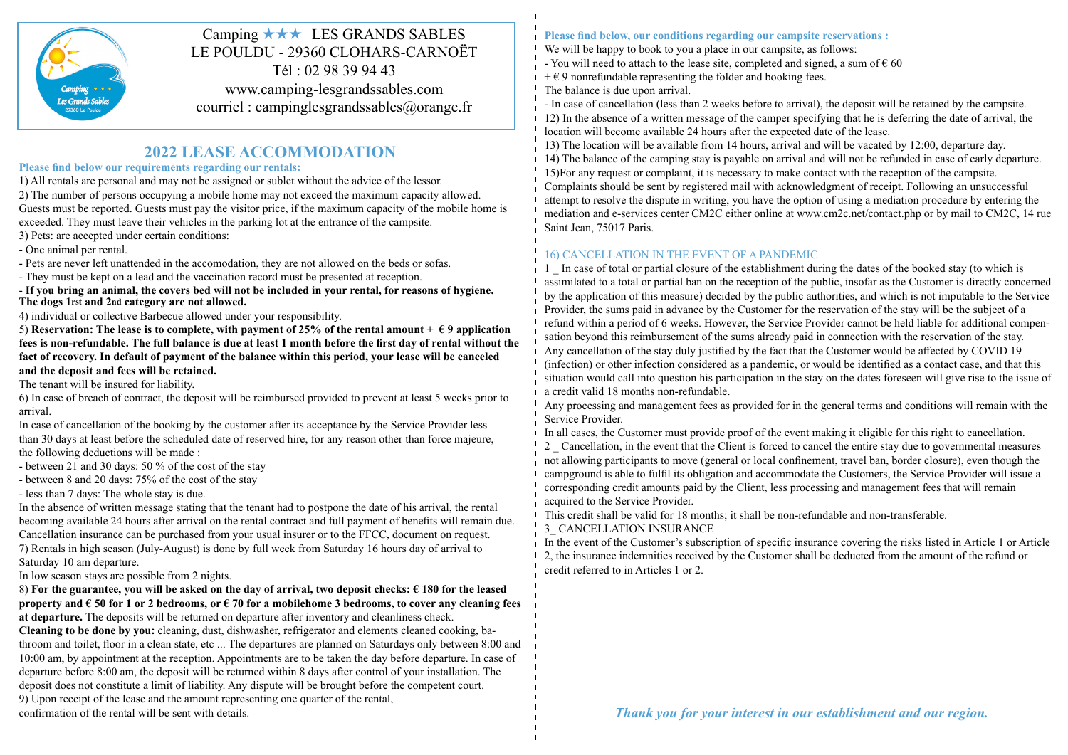Camping ★★★ LES GRANDS SABLES
LE POULDU - 29360 CLOHARS-CARNOËT
Tél : 02 98 39 94 43
www.camping-lesgrandssables.com
courriel : campinglesgrandssables@orange.fr

# 2022 LEASE ACCOMMODATION

**Please find below our requirements regarding our rentals:**

1) All rentals are personal and may not be assigned or sublet without the advice of the lessor.

2) The number of persons occupying a mobile home may not exceed the maximum capacity allowed. Guests must be reported. Guests must pay the visitor price, if the maximum capacity of the mobile home is exceeded. They must leave their vehicles in the parking lot at the entrance of the campsite.

3) Pets: are accepted under certain conditions:

- One animal per rental.
- Pets are never left unattended in the accomodation, they are not allowed on the beds or sofas.
- They must be kept on a lead and the vaccination record must be presented at reception.
- **If you bring an animal, the covers bed will not be included in your rental, for reasons of hygiene. The dogs 1rst and 2nd category are not allowed.**

4) individual or collective Barbecue allowed under your responsibility.

5) **Reservation: The lease is to complete, with payment of 25% of the rental amount + € 9 application fees is non-refundable. The full balance is due at least 1 month before the first day of rental without the fact of recovery. In default of payment of the balance within this period, your lease will be canceled and the deposit and fees will be retained.**

The tenant will be insured for liability.

6) In case of breach of contract, the deposit will be reimbursed provided to prevent at least 5 weeks prior to arrival.

In case of cancellation of the booking by the customer after its acceptance by the Service Provider less than 30 days at least before the scheduled date of reserved hire, for any reason other than force majeure, the following deductions will be made :

- between 21 and 30 days: 50 % of the cost of the stay
- between 8 and 20 days: 75% of the cost of the stay
- less than 7 days: The whole stay is due.

In the absence of written message stating that the tenant had to postpone the date of his arrival, the rental becoming available 24 hours after arrival on the rental contract and full payment of benefits will remain due. Cancellation insurance can be purchased from your usual insurer or to the FFCC, document on request.

7) Rentals in high season (July-August) is done by full week from Saturday 16 hours day of arrival to Saturday 10 am departure.

In low season stays are possible from 2 nights.

8) **For the guarantee, you will be asked on the day of arrival, two deposit checks: € 180 for the leased property and € 50 for 1 or 2 bedrooms, or € 70 for a mobilehome 3 bedrooms, to cover any cleaning fees at departure.** The deposits will be returned on departure after inventory and cleanliness check.

**Cleaning to be done by you:** cleaning, dust, dishwasher, refrigerator and elements cleaned cooking, bathroom and toilet, floor in a clean state, etc ... The departures are planned on Saturdays only between 8:00 and 10:00 am, by appointment at the reception. Appointments are to be taken the day before departure. In case of departure before 8:00 am, the deposit will be returned within 8 days after control of your installation. The deposit does not constitute a limit of liability. Any dispute will be brought before the competent court.

9) Upon receipt of the lease and the amount representing one quarter of the rental, confirmation of the rental will be sent with details.

**Please find below, our conditions regarding our campsite reservations :**

We will be happy to book to you a place in our campsite, as follows:

- You will need to attach to the lease site, completed and signed, a sum of € 60 + € 9 nonrefundable representing the folder and booking fees.

The balance is due upon arrival.

- In case of cancellation (less than 2 weeks before to arrival), the deposit will be retained by the campsite.

12) In the absence of a written message of the camper specifying that he is deferring the date of arrival, the location will become available 24 hours after the expected date of the lease.

13) The location will be available from 14 hours, arrival and will be vacated by 12:00, departure day.

14) The balance of the camping stay is payable on arrival and will not be refunded in case of early departure.

15)For any request or complaint, it is necessary to make contact with the reception of the campsite. Complaints should be sent by registered mail with acknowledgment of receipt. Following an unsuccessful attempt to resolve the dispute in writing, you have the option of using a mediation procedure by entering the mediation and e-services center CM2C either online at www.cm2c.net/contact.php or by mail to CM2C, 14 rue Saint Jean, 75017 Paris.

## 16) CANCELLATION IN THE EVENT OF A PANDEMIC

1 _ In case of total or partial closure of the establishment during the dates of the booked stay (to which is assimilated to a total or partial ban on the reception of the public, insofar as the Customer is directly concerned by the application of this measure) decided by the public authorities, and which is not imputable to the Service Provider, the sums paid in advance by the Customer for the reservation of the stay will be the subject of a refund within a period of 6 weeks. However, the Service Provider cannot be held liable for additional compensation beyond this reimbursement of the sums already paid in connection with the reservation of the stay. Any cancellation of the stay duly justified by the fact that the Customer would be affected by COVID 19 (infection) or other infection considered as a pandemic, or would be identified as a contact case, and that this situation would call into question his participation in the stay on the dates foreseen will give rise to the issue of a credit valid 18 months non-refundable.

Any processing and management fees as provided for in the general terms and conditions will remain with the Service Provider.

In all cases, the Customer must provide proof of the event making it eligible for this right to cancellation.

2 _ Cancellation, in the event that the Client is forced to cancel the entire stay due to governmental measures not allowing participants to move (general or local confinement, travel ban, border closure), even though the campground is able to fulfil its obligation and accommodate the Customers, the Service Provider will issue a corresponding credit amounts paid by the Client, less processing and management fees that will remain acquired to the Service Provider.

This credit shall be valid for 18 months; it shall be non-refundable and non-transferable.

3_ CANCELLATION INSURANCE

In the event of the Customer's subscription of specific insurance covering the risks listed in Article 1 or Article 2, the insurance indemnities received by the Customer shall be deducted from the amount of the refund or credit referred to in Articles 1 or 2.

***Thank you for your interest in our establishment and our region.***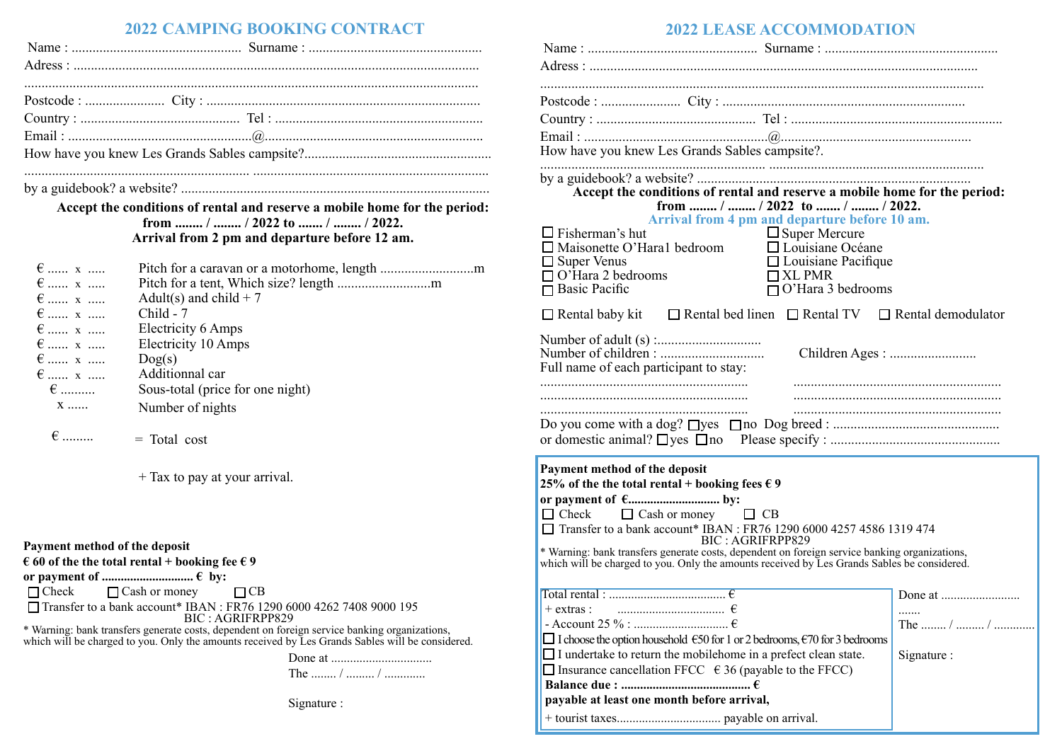## 2022 CAMPING BOOKING CONTRACT

Name : ................................................. Surname : .................................................

Adress : ....................................................................................................................

.................................................................................................................................

Postcode : ....................... City : ..............................................................................

Country : .............................................. Tel : ...........................................................

Email : .....................................................@..............................................................

How have you knew Les Grands Sables campsite?......................................................

................................................................. ...................................................................

by a guidebook? a website? ........................................................................................

**Accept the conditions of rental and reserve a mobile home for the period:**
**from ........ / ........ / 2022 to ....... / ........ / 2022.**
**Arrival from 2 pm and departure before 12 am.**

| | |
|---|---|
| € ...... x ..... | Pitch for a caravan or a motorhome, length ...........................m |
| € ...... x ..... | Pitch for a tent, Which size? length ...........................m |
| € ...... x ..... | Adult(s) and child + 7 |
| € ...... x ..... | Child - 7 |
| € ...... x ..... | Electricity 6 Amps |
| € ...... x ..... | Electricity 10 Amps |
| € ...... x ..... | Dog(s) |
| € ...... x ..... | Additionnal car |
| € .......... | Sous-total (price for one night) |
| x ...... | Number of nights |
| € ......... | = Total cost |

+ Tax to pay at your arrival.

**Payment method of the deposit**
**€ 60 of the the total rental + booking fee € 9**
**or payment of ............................ € by:**

☐ Check ☐ Cash or money ☐ CB

☐ Transfer to a bank account* IBAN : FR76 1290 6000 4262 7408 9000 195
BIC : AGRIFRPP829

* Warning: bank transfers generate costs, dependent on foreign service banking organizations, which will be charged to you. Only the amounts received by Les Grands Sables will be considered.

Done at ...............................

The ........ / ......... / ............

Signature :

## 2022 LEASE ACCOMMODATION

Name : ................................................. Surname : .................................................

Adress : ....................................................................................................................

.................................................................................................................................

Postcode : ....................... City : ......................................................................

Country : .............................................. Tel : ...........................................................

Email : .....................................................@.......................................................

How have you knew Les Grands Sables campsite?.

................................................................................ .............................................................

by a guidebook? a website? ..............................................................................

**Accept the conditions of rental and reserve a mobile home for the period:**
**from ........ / ........ / 2022 to ....... / ........ / 2022.**
**Arrival from 4 pm and departure before 10 am.**

☐ Fisherman's hut ☐ Super Mercure
☐ Maisonette O'Hara1 bedroom ☐ Louisiane Océane
☐ Super Venus ☐ Louisiane Pacifique
☐ O'Hara 2 bedrooms ☐ XL PMR
☐ Basic Pacific ☐ O'Hara 3 bedrooms

☐ Rental baby kit ☐ Rental bed linen ☐ Rental TV ☐ Rental demodulator

Number of adult (s) :..............................
Number of children : .............................. Children Ages : .........................
Full name of each participant to stay:
........................................................... ...........................................................
........................................................... ...........................................................
........................................................... ...........................................................

Do you come with a dog? ☐yes ☐no Dog breed : ................................................
or domestic animal? ☐yes ☐no Please specify : .................................................

**Payment method of the deposit**
**25% of the the total rental + booking fees € 9**
**or payment of €............................ by:**

☐ Check ☐ Cash or money ☐ CB

☐ Transfer to a bank account* IBAN : FR76 1290 6000 4257 4586 1319 474
BIC : AGRIFRPP829

* Warning: bank transfers generate costs, dependent on foreign service banking organizations, which will be charged to you. Only the amounts received by Les Grands Sables be considered.

Total rental : .................................... €
+ extras : ................................. €
- Account 25 % : ............................. €

☐ I choose the option household €50 for 1 or 2 bedrooms, €70 for 3 bedrooms
☐ I undertake to return the mobilehome in a prefect clean state.
☐ Insurance cancellation FFCC € 36 (payable to the FFCC)

**Balance due : ........................................ €**
**payable at least one month before arrival,**

+ tourist taxes................................ payable on arrival.

Done at .........................
.......
The ........ / ......... / ............

Signature :